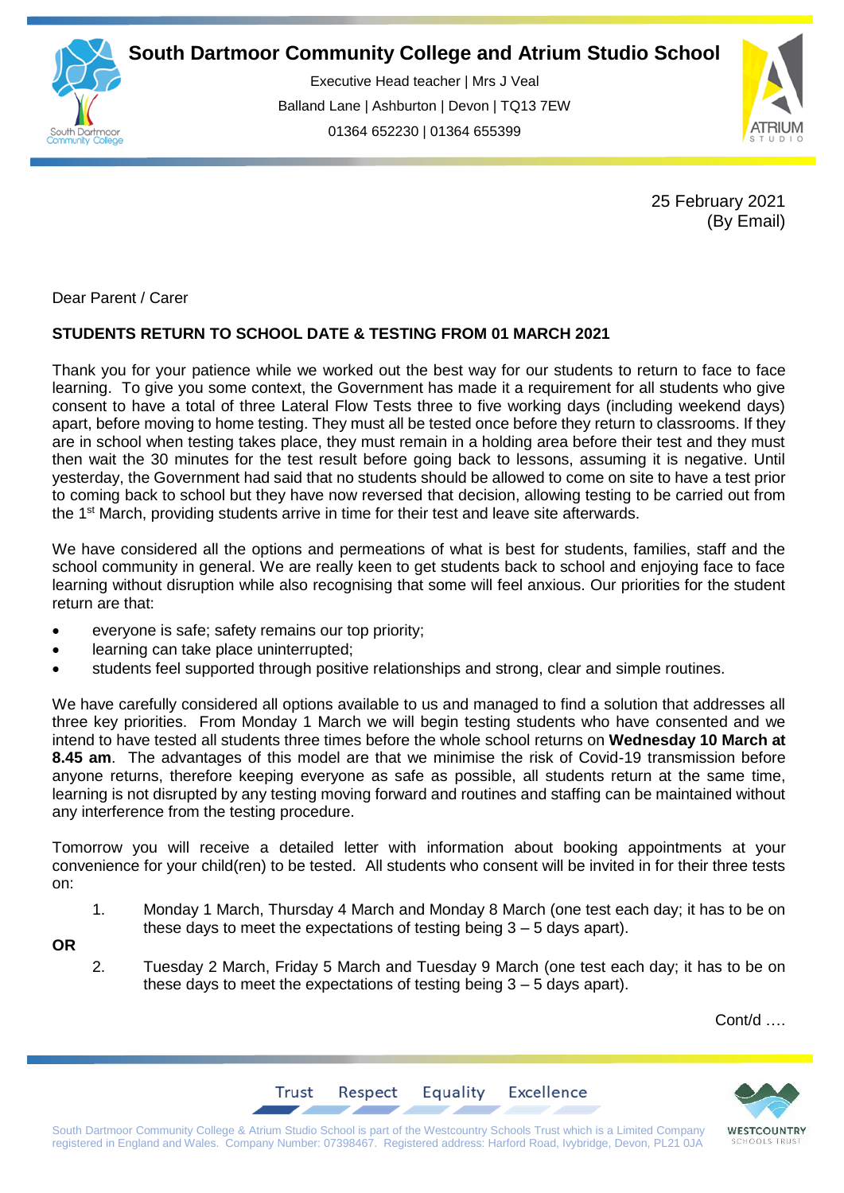# South Dartmoor Community College and Atrium Studio School

Executive Head teacher | Mrs J Veal
Balland Lane | Ashburton | Devon | TQ13 7EW
01364 652230 | 01364 655399

25 February 2021
(By Email)

Dear Parent / Carer

**STUDENTS RETURN TO SCHOOL DATE & TESTING FROM 01 MARCH 2021**

Thank you for your patience while we worked out the best way for our students to return to face to face learning. To give you some context, the Government has made it a requirement for all students who give consent to have a total of three Lateral Flow Tests three to five working days (including weekend days) apart, before moving to home testing. They must all be tested once before they return to classrooms. If they are in school when testing takes place, they must remain in a holding area before their test and they must then wait the 30 minutes for the test result before going back to lessons, assuming it is negative. Until yesterday, the Government had said that no students should be allowed to come on site to have a test prior to coming back to school but they have now reversed that decision, allowing testing to be carried out from the 1st March, providing students arrive in time for their test and leave site afterwards.

We have considered all the options and permeations of what is best for students, families, staff and the school community in general. We are really keen to get students back to school and enjoying face to face learning without disruption while also recognising that some will feel anxious. Our priorities for the student return are that:

- everyone is safe; safety remains our top priority;
- learning can take place uninterrupted;
- students feel supported through positive relationships and strong, clear and simple routines.

We have carefully considered all options available to us and managed to find a solution that addresses all three key priorities. From Monday 1 March we will begin testing students who have consented and we intend to have tested all students three times before the whole school returns on **Wednesday 10 March at 8.45 am**. The advantages of this model are that we minimise the risk of Covid-19 transmission before anyone returns, therefore keeping everyone as safe as possible, all students return at the same time, learning is not disrupted by any testing moving forward and routines and staffing can be maintained without any interference from the testing procedure.

Tomorrow you will receive a detailed letter with information about booking appointments at your convenience for your child(ren) to be tested. All students who consent will be invited in for their three tests on:

1. Monday 1 March, Thursday 4 March and Monday 8 March (one test each day; it has to be on these days to meet the expectations of testing being 3 – 5 days apart).

**OR**

2. Tuesday 2 March, Friday 5 March and Tuesday 9 March (one test each day; it has to be on these days to meet the expectations of testing being 3 – 5 days apart).

Cont/d ….

Trust Respect Equality Excellence

South Dartmoor Community College & Atrium Studio School is part of the Westcountry Schools Trust which is a Limited Company registered in England and Wales. Company Number: 07398467. Registered address: Harford Road, Ivybridge, Devon, PL21 0JA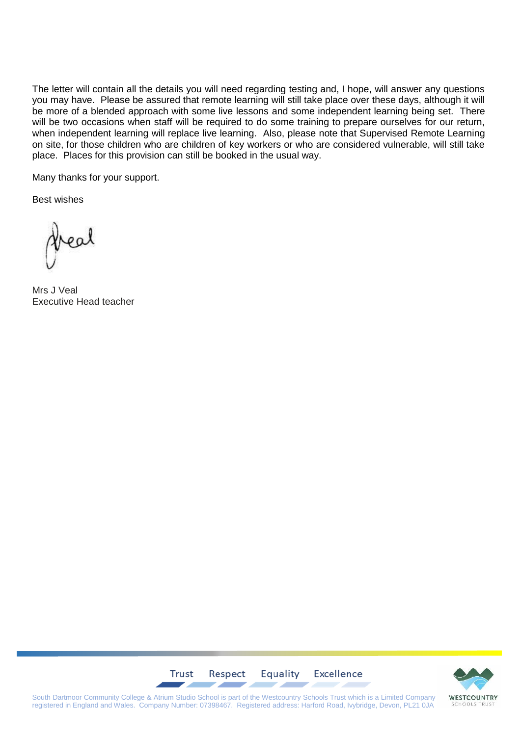The letter will contain all the details you will need regarding testing and, I hope, will answer any questions you may have. Please be assured that remote learning will still take place over these days, although it will be more of a blended approach with some live lessons and some independent learning being set. There will be two occasions when staff will be required to do some training to prepare ourselves for our return, when independent learning will replace live learning. Also, please note that Supervised Remote Learning on site, for those children who are children of key workers or who are considered vulnerable, will still take place. Places for this provision can still be booked in the usual way.

Many thanks for your support.

Best wishes

Mrs J Veal
Executive Head teacher

Trust Respect Equality Excellence

South Dartmoor Community College & Atrium Studio School is part of the Westcountry Schools Trust which is a Limited Company registered in England and Wales. Company Number: 07398467. Registered address: Harford Road, Ivybridge, Devon, PL21 0JA

WESTCOUNTRY SCHOOLS TRUST